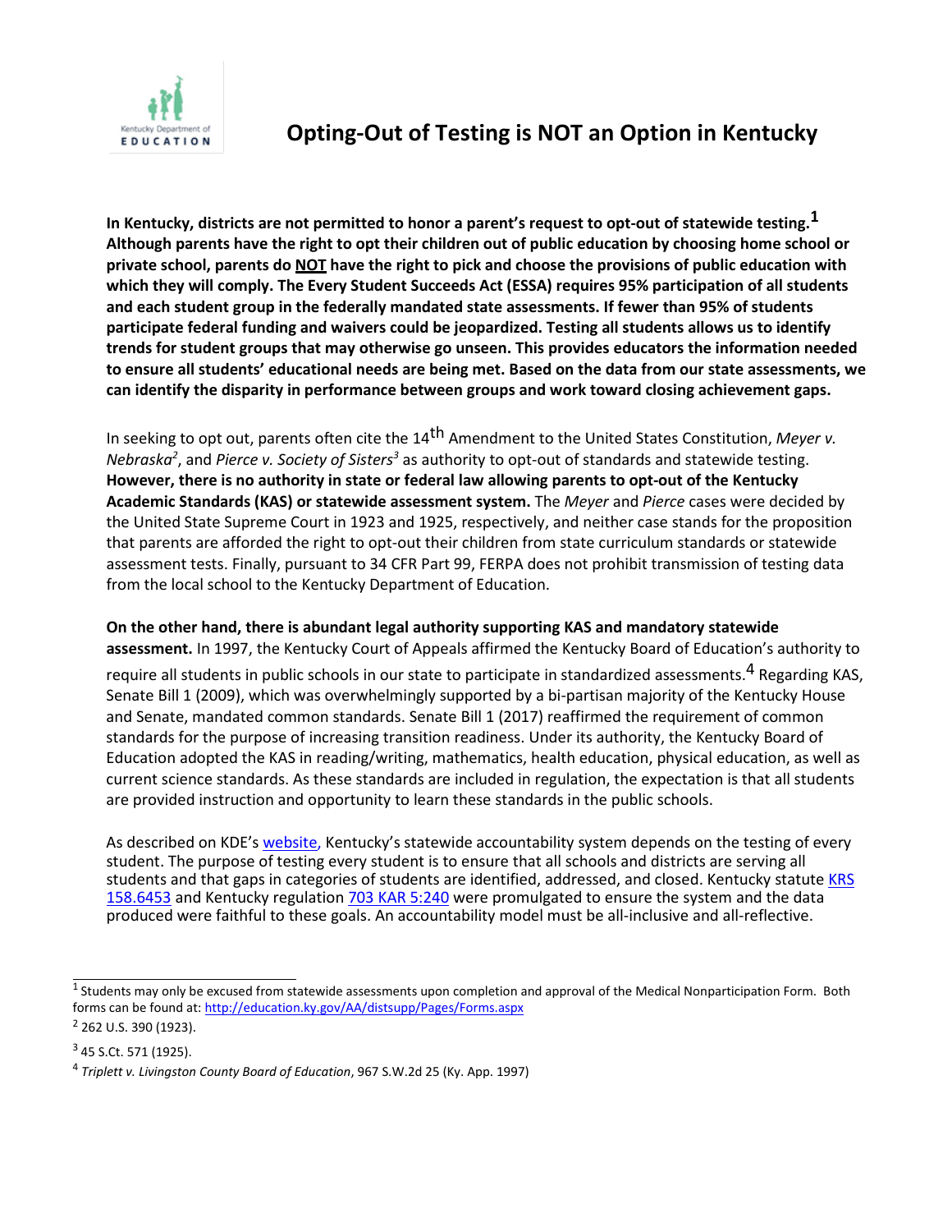Kentucky Department of EDUCATION

# Opting-Out of Testing is NOT an Option in Kentucky

**In Kentucky, districts are not permitted to honor a parent's request to opt-out of statewide testing.[1] Although parents have the right to opt their children out of public education by choosing home school or private school, parents do <u>NOT</u> have the right to pick and choose the provisions of public education with which they will comply. The Every Student Succeeds Act (ESSA) requires 95% participation of all students and each student group in the federally mandated state assessments. If fewer than 95% of students participate federal funding and waivers could be jeopardized. Testing all students allows us to identify trends for student groups that may otherwise go unseen. This provides educators the information needed to ensure all students' educational needs are being met. Based on the data from our state assessments, we can identify the disparity in performance between groups and work toward closing achievement gaps.**

In seeking to opt out, parents often cite the 14th Amendment to the United States Constitution, *Meyer v. Nebraska*[2], and *Pierce v. Society of Sisters*[3] as authority to opt-out of standards and statewide testing. **However, there is no authority in state or federal law allowing parents to opt-out of the Kentucky Academic Standards (KAS) or statewide assessment system.** The *Meyer* and *Pierce* cases were decided by the United State Supreme Court in 1923 and 1925, respectively, and neither case stands for the proposition that parents are afforded the right to opt-out their children from state curriculum standards or statewide assessment tests. Finally, pursuant to 34 CFR Part 99, FERPA does not prohibit transmission of testing data from the local school to the Kentucky Department of Education.

**On the other hand, there is abundant legal authority supporting KAS and mandatory statewide assessment.** In 1997, the Kentucky Court of Appeals affirmed the Kentucky Board of Education's authority to require all students in public schools in our state to participate in standardized assessments.[4] Regarding KAS, Senate Bill 1 (2009), which was overwhelmingly supported by a bi-partisan majority of the Kentucky House and Senate, mandated common standards. Senate Bill 1 (2017) reaffirmed the requirement of common standards for the purpose of increasing transition readiness. Under its authority, the Kentucky Board of Education adopted the KAS in reading/writing, mathematics, health education, physical education, as well as current science standards. As these standards are included in regulation, the expectation is that all students are provided instruction and opportunity to learn these standards in the public schools.

As described on KDE's website, Kentucky's statewide accountability system depends on the testing of every student. The purpose of testing every student is to ensure that all schools and districts are serving all students and that gaps in categories of students are identified, addressed, and closed. Kentucky statute KRS 158.6453 and Kentucky regulation 703 KAR 5:240 were promulgated to ensure the system and the data produced were faithful to these goals. An accountability model must be all-inclusive and all-reflective.

---

[1] Students may only be excused from statewide assessments upon completion and approval of the Medical Nonparticipation Form. Both forms can be found at: http://education.ky.gov/AA/distsupp/Pages/Forms.aspx

[2] 262 U.S. 390 (1923).

[3] 45 S.Ct. 571 (1925).

[4] *Triplett v. Livingston County Board of Education*, 967 S.W.2d 25 (Ky. App. 1997)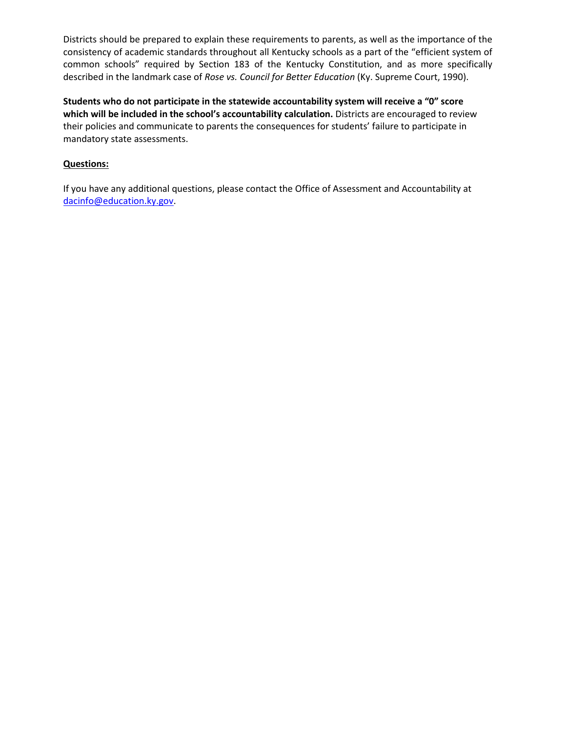Districts should be prepared to explain these requirements to parents, as well as the importance of the consistency of academic standards throughout all Kentucky schools as a part of the "efficient system of common schools" required by Section 183 of the Kentucky Constitution, and as more specifically described in the landmark case of *Rose vs. Council for Better Education* (Ky. Supreme Court, 1990).

**Students who do not participate in the statewide accountability system will receive a "0" score which will be included in the school's accountability calculation.** Districts are encouraged to review their policies and communicate to parents the consequences for students' failure to participate in mandatory state assessments.

**Questions:**

If you have any additional questions, please contact the Office of Assessment and Accountability at [dacinfo@education.ky.gov](mailto:dacinfo@education.ky.gov).